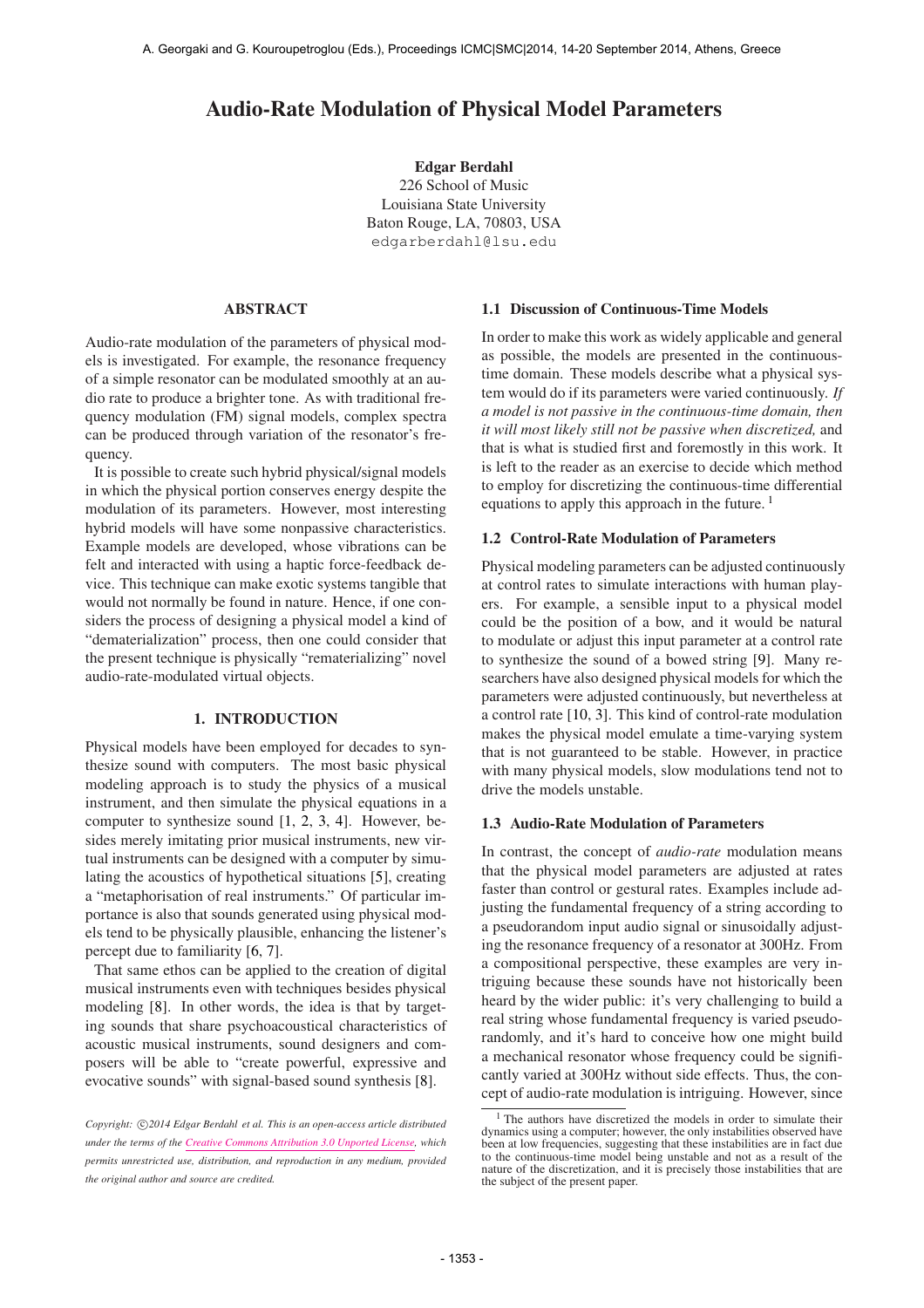# Audio-Rate Modulation of Physical Model Parameters

**Edgar Berdahl**
226 School of Music
Louisiana State University
Baton Rouge, LA, 70803, USA
edgarberdahl@lsu.edu

## ABSTRACT

Audio-rate modulation of the parameters of physical models is investigated. For example, the resonance frequency of a simple resonator can be modulated smoothly at an audio rate to produce a brighter tone. As with traditional frequency modulation (FM) signal models, complex spectra can be produced through variation of the resonator's frequency.

It is possible to create such hybrid physical/signal models in which the physical portion conserves energy despite the modulation of its parameters. However, most interesting hybrid models will have some nonpassive characteristics. Example models are developed, whose vibrations can be felt and interacted with using a haptic force-feedback device. This technique can make exotic systems tangible that would not normally be found in nature. Hence, if one considers the process of designing a physical model a kind of "dematerialization" process, then one could consider that the present technique is physically "rematerializing" novel audio-rate-modulated virtual objects.

## 1. INTRODUCTION

Physical models have been employed for decades to synthesize sound with computers. The most basic physical modeling approach is to study the physics of a musical instrument, and then simulate the physical equations in a computer to synthesize sound [1, 2, 3, 4]. However, besides merely imitating prior musical instruments, new virtual instruments can be designed with a computer by simulating the acoustics of hypothetical situations [5], creating a "metaphorisation of real instruments." Of particular importance is also that sounds generated using physical models tend to be physically plausible, enhancing the listener's percept due to familiarity [6, 7].

That same ethos can be applied to the creation of digital musical instruments even with techniques besides physical modeling [8]. In other words, the idea is that by targeting sounds that share psychoacoustical characteristics of acoustic musical instruments, sound designers and composers will be able to "create powerful, expressive and evocative sounds" with signal-based sound synthesis [8].

*Copyright: ©2014 Edgar Berdahl et al. This is an open-access article distributed under the terms of the Creative Commons Attribution 3.0 Unported License, which permits unrestricted use, distribution, and reproduction in any medium, provided the original author and source are credited.*

### 1.1 Discussion of Continuous-Time Models

In order to make this work as widely applicable and general as possible, the models are presented in the continuous-time domain. These models describe what a physical system would do if its parameters were varied continuously. *If a model is not passive in the continuous-time domain, then it will most likely still not be passive when discretized,* and that is what is studied first and foremostly in this work. It is left to the reader as an exercise to decide which method to employ for discretizing the continuous-time differential equations to apply this approach in the future. [1]

### 1.2 Control-Rate Modulation of Parameters

Physical modeling parameters can be adjusted continuously at control rates to simulate interactions with human players. For example, a sensible input to a physical model could be the position of a bow, and it would be natural to modulate or adjust this input parameter at a control rate to synthesize the sound of a bowed string [9]. Many researchers have also designed physical models for which the parameters were adjusted continuously, but nevertheless at a control rate [10, 3]. This kind of control-rate modulation makes the physical model emulate a time-varying system that is not guaranteed to be stable. However, in practice with many physical models, slow modulations tend not to drive the models unstable.

### 1.3 Audio-Rate Modulation of Parameters

In contrast, the concept of *audio-rate* modulation means that the physical model parameters are adjusted at rates faster than control or gestural rates. Examples include adjusting the fundamental frequency of a string according to a pseudorandom input audio signal or sinusoidally adjusting the resonance frequency of a resonator at 300Hz. From a compositional perspective, these examples are very intriguing because these sounds have not historically been heard by the wider public: it's very challenging to build a real string whose fundamental frequency is varied pseudorandomly, and it's hard to conceive how one might build a mechanical resonator whose frequency could be significantly varied at 300Hz without side effects. Thus, the concept of audio-rate modulation is intriguing. However, since

[1] The authors have discretized the models in order to simulate their dynamics using a computer; however, the only instabilities observed have been at low frequencies, suggesting that these instabilities are in fact due to the continuous-time model being unstable and not as a result of the nature of the discretization, and it is precisely those instabilities that are the subject of the present paper.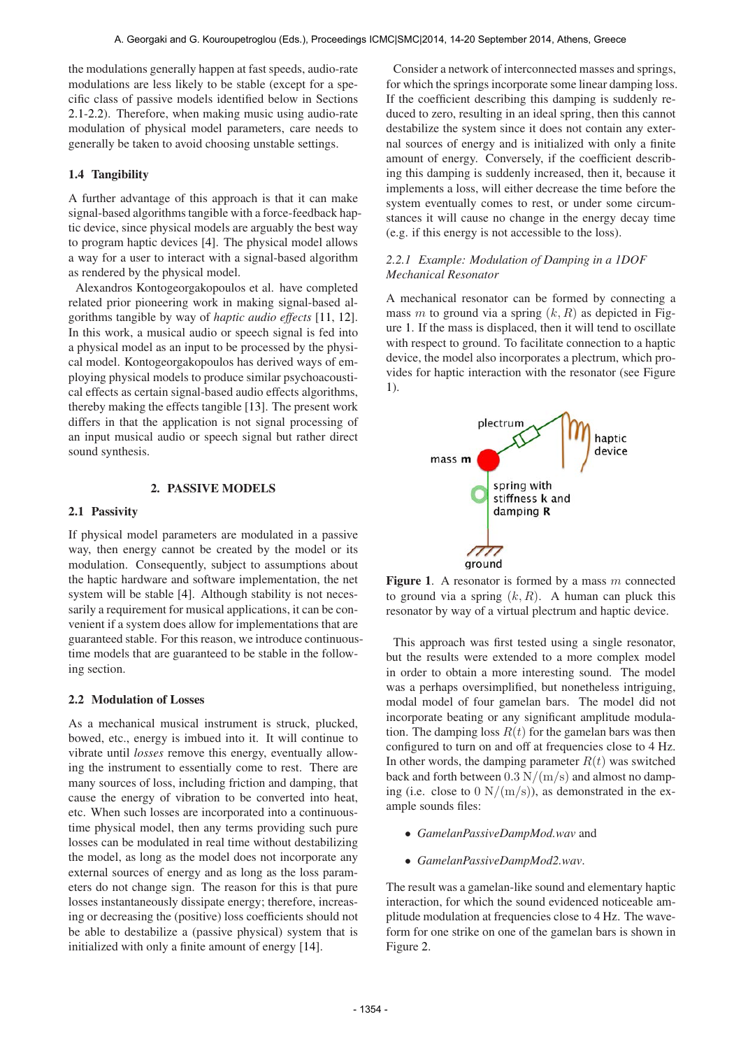the modulations generally happen at fast speeds, audio-rate modulations are less likely to be stable (except for a specific class of passive models identified below in Sections 2.1-2.2). Therefore, when making music using audio-rate modulation of physical model parameters, care needs to generally be taken to avoid choosing unstable settings.

### 1.4 Tangibility

A further advantage of this approach is that it can make signal-based algorithms tangible with a force-feedback haptic device, since physical models are arguably the best way to program haptic devices [4]. The physical model allows a way for a user to interact with a signal-based algorithm as rendered by the physical model.

Alexandros Kontogeorgakopoulos et al. have completed related prior pioneering work in making signal-based algorithms tangible by way of *haptic audio effects* [11, 12]. In this work, a musical audio or speech signal is fed into a physical model as an input to be processed by the physical model. Kontogeorgakopoulos has derived ways of employing physical models to produce similar psychoacoustical effects as certain signal-based audio effects algorithms, thereby making the effects tangible [13]. The present work differs in that the application is not signal processing of an input musical audio or speech signal but rather direct sound synthesis.

## 2. PASSIVE MODELS

### 2.1 Passivity

If physical model parameters are modulated in a passive way, then energy cannot be created by the model or its modulation. Consequently, subject to assumptions about the haptic hardware and software implementation, the net system will be stable [4]. Although stability is not necessarily a requirement for musical applications, it can be convenient if a system does allow for implementations that are guaranteed stable. For this reason, we introduce continuous-time models that are guaranteed to be stable in the following section.

### 2.2 Modulation of Losses

As a mechanical musical instrument is struck, plucked, bowed, etc., energy is imbued into it. It will continue to vibrate until *losses* remove this energy, eventually allowing the instrument to essentially come to rest. There are many sources of loss, including friction and damping, that cause the energy of vibration to be converted into heat, etc. When such losses are incorporated into a continuous-time physical model, then any terms providing such pure losses can be modulated in real time without destabilizing the model, as long as the model does not incorporate any external sources of energy and as long as the loss parameters do not change sign. The reason for this is that pure losses instantaneously dissipate energy; therefore, increasing or decreasing the (positive) loss coefficients should not be able to destabilize a (passive physical) system that is initialized with only a finite amount of energy [14].

Consider a network of interconnected masses and springs, for which the springs incorporate some linear damping loss. If the coefficient describing this damping is suddenly reduced to zero, resulting in an ideal spring, then this cannot destabilize the system since it does not contain any external sources of energy and is initialized with only a finite amount of energy. Conversely, if the coefficient describing this damping is suddenly increased, then it, because it implements a loss, will either decrease the time before the system eventually comes to rest, or under some circumstances it will cause no change in the energy decay time (e.g. if this energy is not accessible to the loss).

#### 2.2.1 Example: Modulation of Damping in a 1DOF Mechanical Resonator

A mechanical resonator can be formed by connecting a mass $m$ to ground via a spring $(k, R)$ as depicted in Figure 1. If the mass is displaced, then it will tend to oscillate with respect to ground. To facilitate connection to a haptic device, the model also incorporates a plectrum, which provides for haptic interaction with the resonator (see Figure 1).

**Figure 1**. A resonator is formed by a mass $m$ connected to ground via a spring $(k, R)$. A human can pluck this resonator by way of a virtual plectrum and haptic device.

This approach was first tested using a single resonator, but the results were extended to a more complex model in order to obtain a more interesting sound. The model was a perhaps oversimplified, but nonetheless intriguing, modal model of four gamelan bars. The model did not incorporate beating or any significant amplitude modulation. The damping loss $R(t)$ for the gamelan bars was then configured to turn on and off at frequencies close to 4 Hz. In other words, the damping parameter $R(t)$ was switched back and forth between $0.3\ \mathrm{N/(m/s)}$ and almost no damping (i.e. close to $0\ \mathrm{N/(m/s)}$), as demonstrated in the example sounds files:

- *GamelanPassiveDampMod.wav* and
- *GamelanPassiveDampMod2.wav*.

The result was a gamelan-like sound and elementary haptic interaction, for which the sound evidenced noticeable amplitude modulation at frequencies close to 4 Hz. The waveform for one strike on one of the gamelan bars is shown in Figure 2.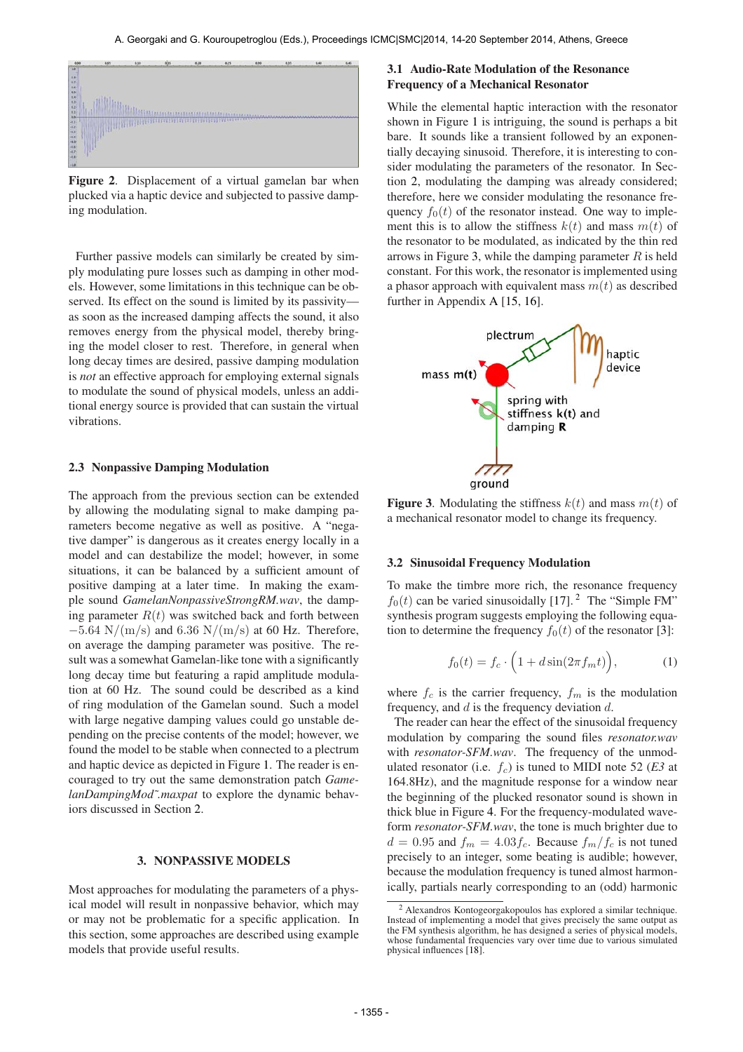Figure 2. Displacement of a virtual gamelan bar when plucked via a haptic device and subjected to passive damping modulation.

Further passive models can similarly be created by simply modulating pure losses such as damping in other models. However, some limitations in this technique can be observed. Its effect on the sound is limited by its passivity—as soon as the increased damping affects the sound, it also removes energy from the physical model, thereby bringing the model closer to rest. Therefore, in general when long decay times are desired, passive damping modulation is *not* an effective approach for employing external signals to modulate the sound of physical models, unless an additional energy source is provided that can sustain the virtual vibrations.

### 2.3 Nonpassive Damping Modulation

The approach from the previous section can be extended by allowing the modulating signal to make damping parameters become negative as well as positive. A "negative damper" is dangerous as it creates energy locally in a model and can destabilize the model; however, in some situations, it can be balanced by a sufficient amount of positive damping at a later time. In making the example sound *GamelanNonpassiveStrongRM.wav*, the damping parameter $R(t)$ was switched back and forth between $-5.64$ N/(m/s) and $6.36$ N/(m/s) at 60 Hz. Therefore, on average the damping parameter was positive. The result was a somewhat Gamelan-like tone with a significantly long decay time but featuring a rapid amplitude modulation at 60 Hz. The sound could be described as a kind of ring modulation of the Gamelan sound. Such a model with large negative damping values could go unstable depending on the precise contents of the model; however, we found the model to be stable when connected to a plectrum and haptic device as depicted in Figure 1. The reader is encouraged to try out the same demonstration patch *GamelanDampingMod~.maxpat* to explore the dynamic behaviors discussed in Section 2.

## 3. NONPASSIVE MODELS

Most approaches for modulating the parameters of a physical model will result in nonpassive behavior, which may or may not be problematic for a specific application. In this section, some approaches are described using example models that provide useful results.

### 3.1 Audio-Rate Modulation of the Resonance Frequency of a Mechanical Resonator

While the elemental haptic interaction with the resonator shown in Figure 1 is intriguing, the sound is perhaps a bit bare. It sounds like a transient followed by an exponentially decaying sinusoid. Therefore, it is interesting to consider modulating the parameters of the resonator. In Section 2, modulating the damping was already considered; therefore, here we consider modulating the resonance frequency $f_0(t)$ of the resonator instead. One way to implement this is to allow the stiffness $k(t)$ and mass $m(t)$ of the resonator to be modulated, as indicated by the thin red arrows in Figure 3, while the damping parameter $R$ is held constant. For this work, the resonator is implemented using a phasor approach with equivalent mass $m(t)$ as described further in Appendix A [15, 16].

Figure 3. Modulating the stiffness $k(t)$ and mass $m(t)$ of a mechanical resonator model to change its frequency.

### 3.2 Sinusoidal Frequency Modulation

To make the timbre more rich, the resonance frequency $f_0(t)$ can be varied sinusoidally [17].[2] The "Simple FM" synthesis program suggests employing the following equation to determine the frequency $f_0(t)$ of the resonator [3]:

$$f_0(t) = f_c \cdot \Big(1 + d \sin(2\pi f_m t)\Big), \tag{1}$$

where $f_c$ is the carrier frequency, $f_m$ is the modulation frequency, and $d$ is the frequency deviation $d$.

The reader can hear the effect of the sinusoidal frequency modulation by comparing the sound files *resonator.wav* with *resonator-SFM.wav*. The frequency of the unmodulated resonator (i.e. $f_c$) is tuned to MIDI note 52 (*E3* at 164.8Hz), and the magnitude response for a window near the beginning of the plucked resonator sound is shown in thick blue in Figure 4. For the frequency-modulated waveform *resonator-SFM.wav*, the tone is much brighter due to $d = 0.95$ and $f_m = 4.03 f_c$. Because $f_m/f_c$ is not tuned precisely to an integer, some beating is audible; however, because the modulation frequency is tuned almost harmonically, partials nearly corresponding to an (odd) harmonic

[2] Alexandros Kontogeorgakopoulos has explored a similar technique. Instead of implementing a model that gives precisely the same output as the FM synthesis algorithm, he has designed a series of physical models, whose fundamental frequencies vary over time due to various simulated physical influences [18].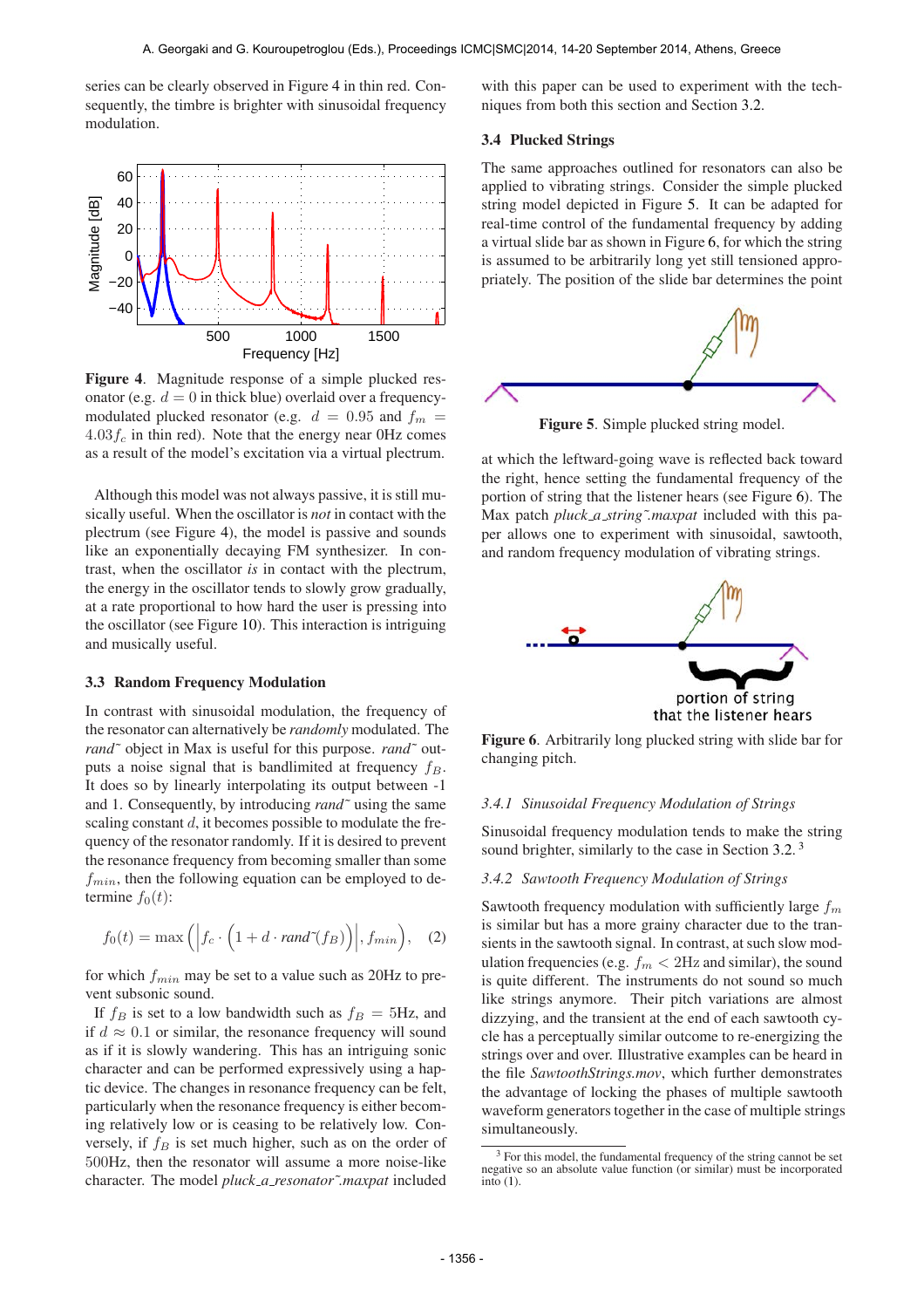series can be clearly observed in Figure 4 in thin red. Consequently, the timbre is brighter with sinusoidal frequency modulation.

**Figure 4**. Magnitude response of a simple plucked resonator (e.g. $d = 0$ in thick blue) overlaid over a frequency-modulated plucked resonator (e.g. $d = 0.95$ and $f_m = 4.03 f_c$ in thin red). Note that the energy near 0Hz comes as a result of the model's excitation via a virtual plectrum.

Although this model was not always passive, it is still musically useful. When the oscillator is *not* in contact with the plectrum (see Figure 4), the model is passive and sounds like an exponentially decaying FM synthesizer. In contrast, when the oscillator *is* in contact with the plectrum, the energy in the oscillator tends to slowly grow gradually, at a rate proportional to how hard the user is pressing into the oscillator (see Figure 10). This interaction is intriguing and musically useful.

### 3.3 Random Frequency Modulation

In contrast with sinusoidal modulation, the frequency of the resonator can alternatively be *randomly* modulated. The *rand~* object in Max is useful for this purpose. *rand~* outputs a noise signal that is bandlimited at frequency $f_B$. It does so by linearly interpolating its output between -1 and 1. Consequently, by introducing *rand~* using the same scaling constant $d$, it becomes possible to modulate the frequency of the resonator randomly. If it is desired to prevent the resonance frequency from becoming smaller than some $f_{min}$, then the following equation can be employed to determine $f_0(t)$:

$$f_0(t) = \max\left(\left|f_c \cdot \left(1 + d \cdot \textit{rand}\tilde{\ }(f_B)\right)\right|, f_{min}\right), \quad (2)$$

for which $f_{min}$ may be set to a value such as 20Hz to prevent subsonic sound.

If $f_B$ is set to a low bandwidth such as $f_B = 5$Hz, and if $d \approx 0.1$ or similar, the resonance frequency will sound as if it is slowly wandering. This has an intriguing sonic character and can be performed expressively using a haptic device. The changes in resonance frequency can be felt, particularly when the resonance frequency is either becoming relatively low or is ceasing to be relatively low. Conversely, if $f_B$ is set much higher, such as on the order of 500Hz, then the resonator will assume a more noise-like character. The model *pluck_a_resonator~.maxpat* included with this paper can be used to experiment with the techniques from both this section and Section 3.2.

### 3.4 Plucked Strings

The same approaches outlined for resonators can also be applied to vibrating strings. Consider the simple plucked string model depicted in Figure 5. It can be adapted for real-time control of the fundamental frequency by adding a virtual slide bar as shown in Figure 6, for which the string is assumed to be arbitrarily long yet still tensioned appropriately. The position of the slide bar determines the point at which the leftward-going wave is reflected back toward the right, hence setting the fundamental frequency of the portion of string that the listener hears (see Figure 6). The Max patch *pluck_a_string~.maxpat* included with this paper allows one to experiment with sinusoidal, sawtooth, and random frequency modulation of vibrating strings.

**Figure 5**. Simple plucked string model.

**Figure 6**. Arbitrarily long plucked string with slide bar for changing pitch.

#### 3.4.1 Sinusoidal Frequency Modulation of Strings

Sinusoidal frequency modulation tends to make the string sound brighter, similarly to the case in Section 3.2. [3]

#### 3.4.2 Sawtooth Frequency Modulation of Strings

Sawtooth frequency modulation with sufficiently large $f_m$ is similar but has a more grainy character due to the transients in the sawtooth signal. In contrast, at such slow modulation frequencies (e.g. $f_m < 2$Hz and similar), the sound is quite different. The instruments do not sound so much like strings anymore. Their pitch variations are almost dizzying, and the transient at the end of each sawtooth cycle has a perceptually similar outcome to re-energizing the strings over and over. Illustrative examples can be heard in the file *SawtoothStrings.mov*, which further demonstrates the advantage of locking the phases of multiple sawtooth waveform generators together in the case of multiple strings simultaneously.

[3] For this model, the fundamental frequency of the string cannot be set negative so an absolute value function (or similar) must be incorporated into (1).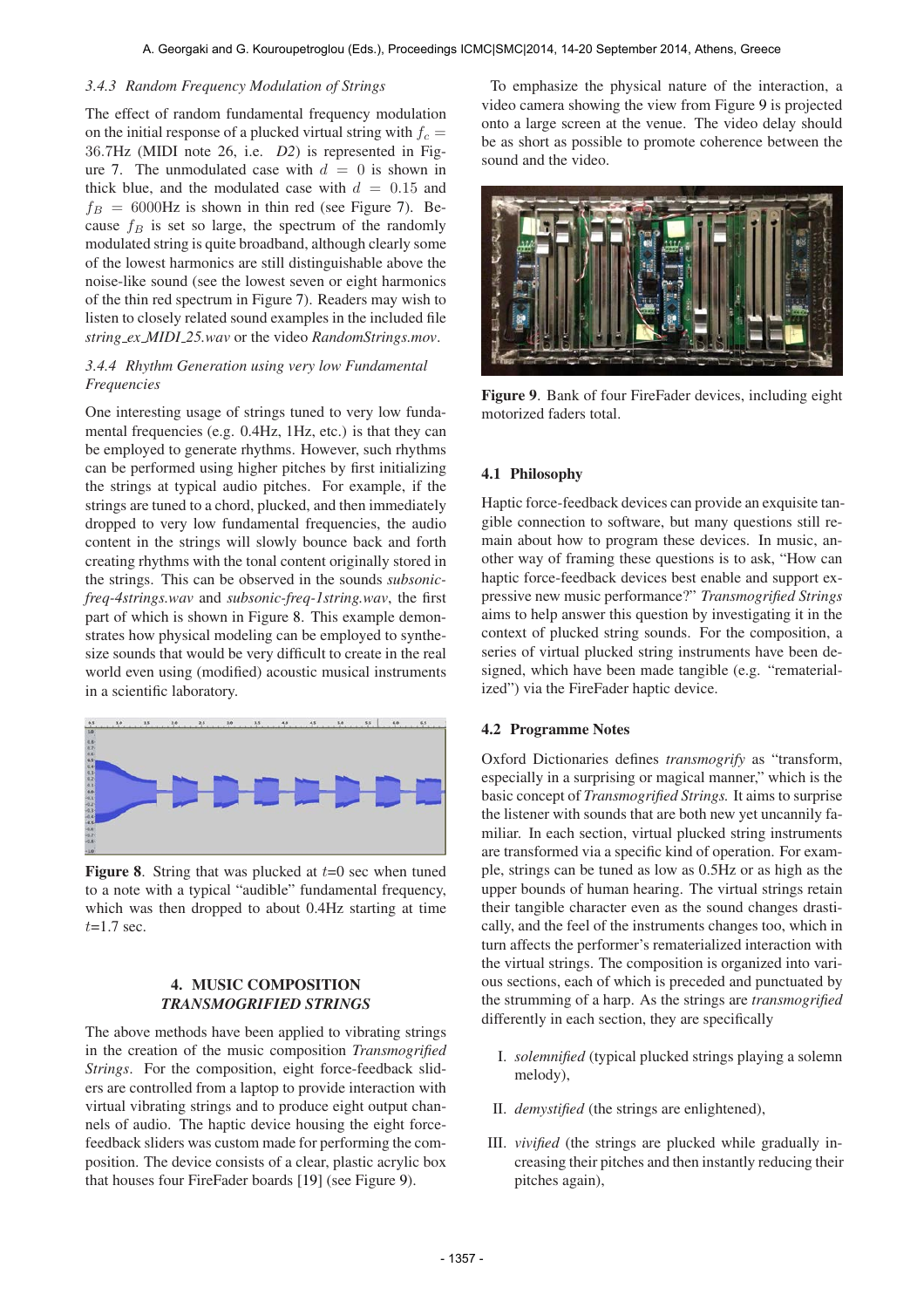### 3.4.3 Random Frequency Modulation of Strings

The effect of random fundamental frequency modulation on the initial response of a plucked virtual string with $f_c =$ 36.7Hz (MIDI note 26, i.e. *D2*) is represented in Figure 7. The unmodulated case with $d = 0$ is shown in thick blue, and the modulated case with $d = 0.15$ and $f_B = 6000$Hz is shown in thin red (see Figure 7). Because $f_B$ is set so large, the spectrum of the randomly modulated string is quite broadband, although clearly some of the lowest harmonics are still distinguishable above the noise-like sound (see the lowest seven or eight harmonics of the thin red spectrum in Figure 7). Readers may wish to listen to closely related sound examples in the included file *string_ex_MIDI_25.wav* or the video *RandomStrings.mov*.

### 3.4.4 Rhythm Generation using very low Fundamental Frequencies

One interesting usage of strings tuned to very low fundamental frequencies (e.g. 0.4Hz, 1Hz, etc.) is that they can be employed to generate rhythms. However, such rhythms can be performed using higher pitches by first initializing the strings at typical audio pitches. For example, if the strings are tuned to a chord, plucked, and then immediately dropped to very low fundamental frequencies, the audio content in the strings will slowly bounce back and forth creating rhythms with the tonal content originally stored in the strings. This can be observed in the sounds *subsonic-freq-4strings.wav* and *subsonic-freq-1string.wav*, the first part of which is shown in Figure 8. This example demonstrates how physical modeling can be employed to synthesize sounds that would be very difficult to create in the real world even using (modified) acoustic musical instruments in a scientific laboratory.

**Figure 8**. String that was plucked at $t$=0 sec when tuned to a note with a typical "audible" fundamental frequency, which was then dropped to about 0.4Hz starting at time $t$=1.7 sec.

## 4. MUSIC COMPOSITION *TRANSMOGRIFIED STRINGS*

The above methods have been applied to vibrating strings in the creation of the music composition *Transmogrified Strings*. For the composition, eight force-feedback sliders are controlled from a laptop to provide interaction with virtual vibrating strings and to produce eight output channels of audio. The haptic device housing the eight force-feedback sliders was custom made for performing the composition. The device consists of a clear, plastic acrylic box that houses four FireFader boards [19] (see Figure 9).

To emphasize the physical nature of the interaction, a video camera showing the view from Figure 9 is projected onto a large screen at the venue. The video delay should be as short as possible to promote coherence between the sound and the video.

**Figure 9**. Bank of four FireFader devices, including eight motorized faders total.

### 4.1 Philosophy

Haptic force-feedback devices can provide an exquisite tangible connection to software, but many questions still remain about how to program these devices. In music, another way of framing these questions is to ask, "How can haptic force-feedback devices best enable and support expressive new music performance?" *Transmogrified Strings* aims to help answer this question by investigating it in the context of plucked string sounds. For the composition, a series of virtual plucked string instruments have been designed, which have been made tangible (e.g. "rematerialized") via the FireFader haptic device.

### 4.2 Programme Notes

Oxford Dictionaries defines *transmogrify* as "transform, especially in a surprising or magical manner," which is the basic concept of *Transmogrified Strings.* It aims to surprise the listener with sounds that are both new yet uncannily familiar. In each section, virtual plucked string instruments are transformed via a specific kind of operation. For example, strings can be tuned as low as 0.5Hz or as high as the upper bounds of human hearing. The virtual strings retain their tangible character even as the sound changes drastically, and the feel of the instruments changes too, which in turn affects the performer's rematerialized interaction with the virtual strings. The composition is organized into various sections, each of which is preceded and punctuated by the strumming of a harp. As the strings are *transmogrified* differently in each section, they are specifically

I. *solemnified* (typical plucked strings playing a solemn melody),

II. *demystified* (the strings are enlightened),

III. *vivified* (the strings are plucked while gradually increasing their pitches and then instantly reducing their pitches again),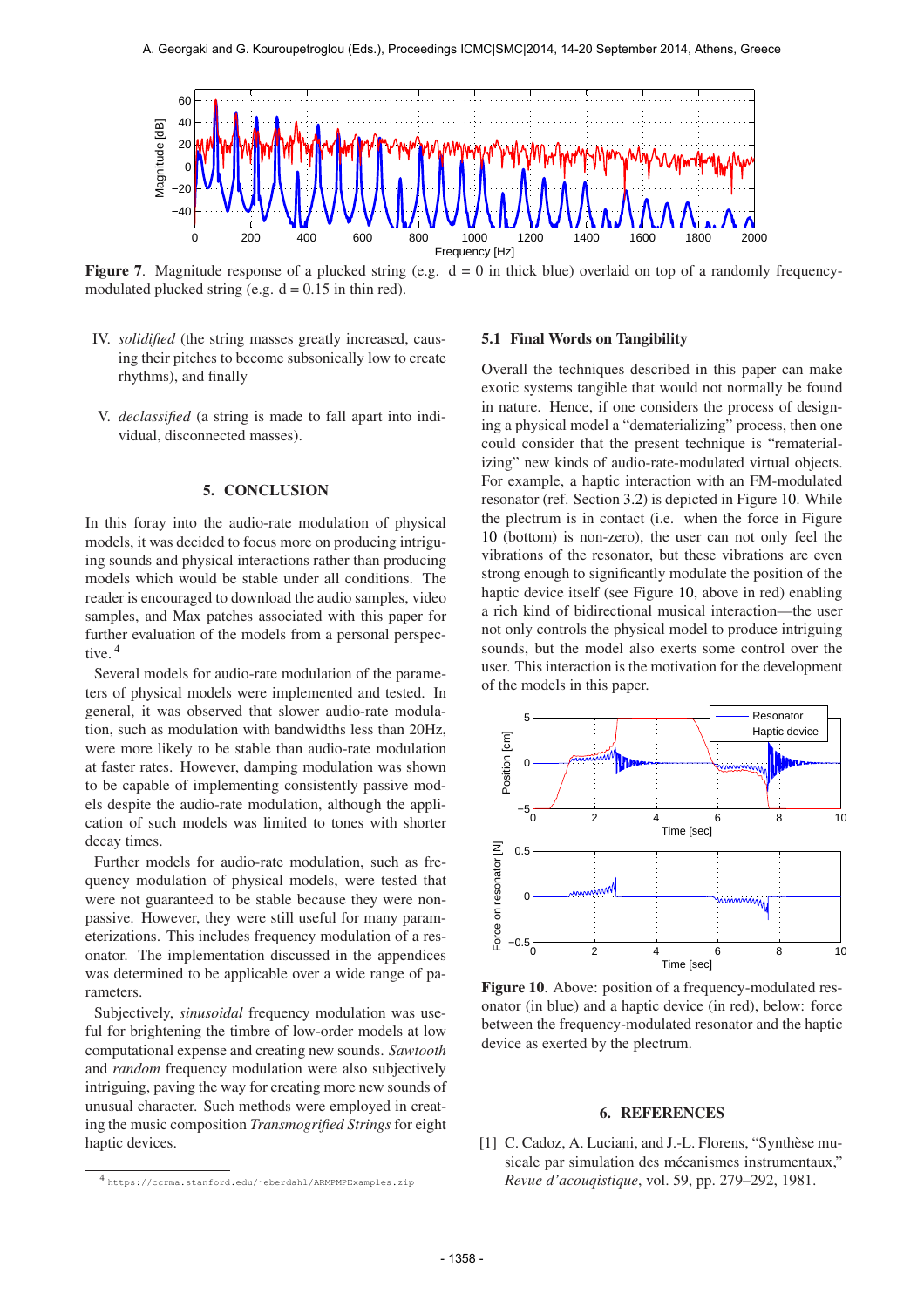Figure 7. Magnitude response of a plucked string (e.g. d = 0 in thick blue) overlaid on top of a randomly frequency-modulated plucked string (e.g. d = 0.15 in thin red).

IV. *solidified* (the string masses greatly increased, causing their pitches to become subsonically low to create rhythms), and finally

V. *declassified* (a string is made to fall apart into individual, disconnected masses).

## 5. CONCLUSION

In this foray into the audio-rate modulation of physical models, it was decided to focus more on producing intriguing sounds and physical interactions rather than producing models which would be stable under all conditions. The reader is encouraged to download the audio samples, video samples, and Max patches associated with this paper for further evaluation of the models from a personal perspective. [4]

Several models for audio-rate modulation of the parameters of physical models were implemented and tested. In general, it was observed that slower audio-rate modulation, such as modulation with bandwidths less than 20Hz, were more likely to be stable than audio-rate modulation at faster rates. However, damping modulation was shown to be capable of implementing consistently passive models despite the audio-rate modulation, although the application of such models was limited to tones with shorter decay times.

Further models for audio-rate modulation, such as frequency modulation of physical models, were tested that were not guaranteed to be stable because they were non-passive. However, they were still useful for many parameterizations. This includes frequency modulation of a resonator. The implementation discussed in the appendices was determined to be applicable over a wide range of parameters.

Subjectively, *sinusoidal* frequency modulation was useful for brightening the timbre of low-order models at low computational expense and creating new sounds. *Sawtooth* and *random* frequency modulation were also subjectively intriguing, paving the way for creating more new sounds of unusual character. Such methods were employed in creating the music composition *Transmogrified Strings* for eight haptic devices.

### 5.1 Final Words on Tangibility

Overall the techniques described in this paper can make exotic systems tangible that would not normally be found in nature. Hence, if one considers the process of designing a physical model a "dematerializing" process, then one could consider that the present technique is "rematerializing" new kinds of audio-rate-modulated virtual objects. For example, a haptic interaction with an FM-modulated resonator (ref. Section 3.2) is depicted in Figure 10. While the plectrum is in contact (i.e. when the force in Figure 10 (bottom) is non-zero), the user can not only feel the vibrations of the resonator, but these vibrations are even strong enough to significantly modulate the position of the haptic device itself (see Figure 10, above in red) enabling a rich kind of bidirectional musical interaction—the user not only controls the physical model to produce intriguing sounds, but the model also exerts some control over the user. This interaction is the motivation for the development of the models in this paper.

Figure 10. Above: position of a frequency-modulated resonator (in blue) and a haptic device (in red), below: force between the frequency-modulated resonator and the haptic device as exerted by the plectrum.

## 6. REFERENCES

[1] C. Cadoz, A. Luciani, and J.-L. Florens, "Synthèse musicale par simulation des mécanismes instrumentaux," *Revue d'acouqistique*, vol. 59, pp. 279–292, 1981.

[4] https://ccrma.stanford.edu/~eberdahl/ARMPMPExamples.zip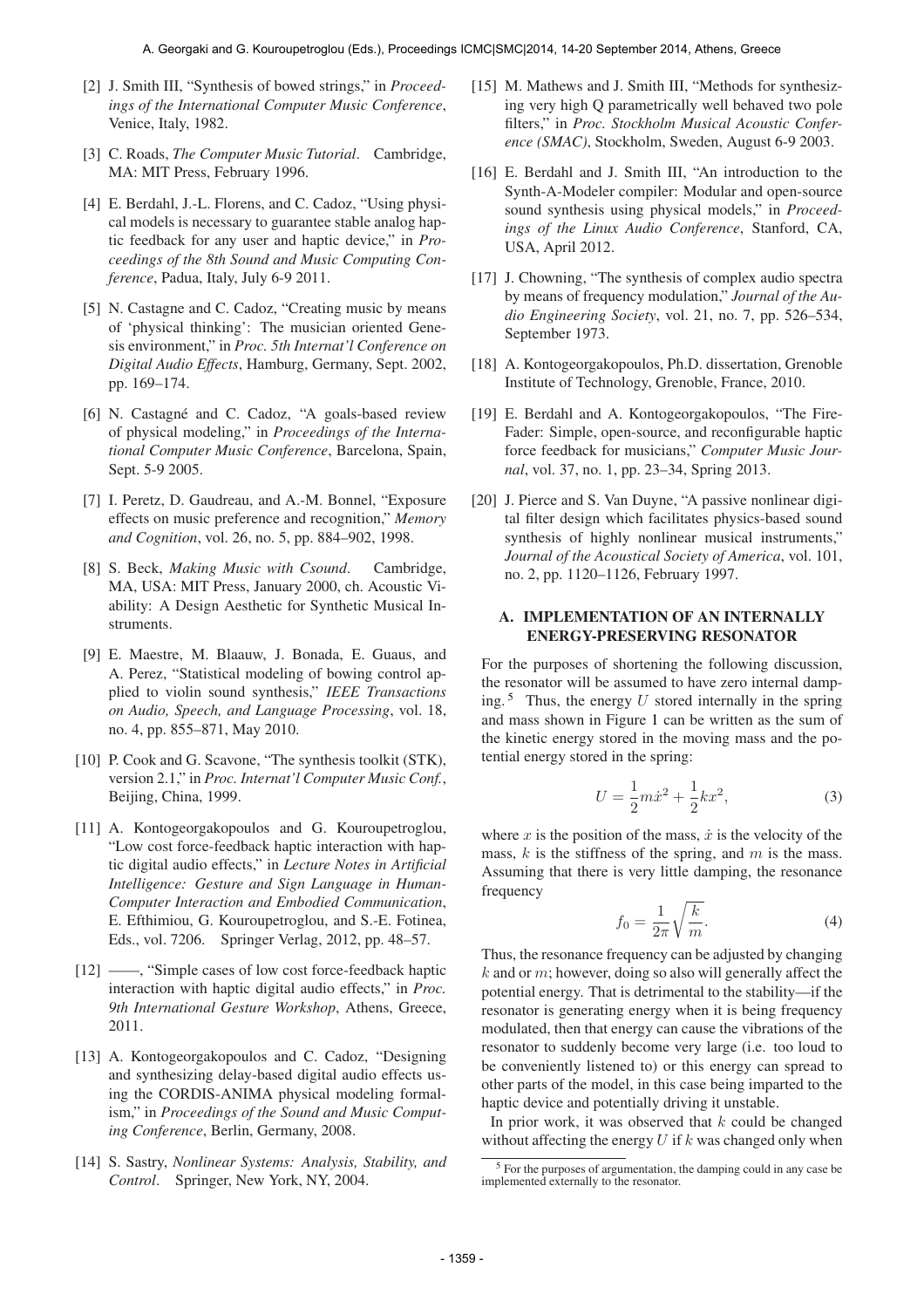[2] J. Smith III, "Synthesis of bowed strings," in *Proceedings of the International Computer Music Conference*, Venice, Italy, 1982.

[3] C. Roads, *The Computer Music Tutorial*. Cambridge, MA: MIT Press, February 1996.

[4] E. Berdahl, J.-L. Florens, and C. Cadoz, "Using physical models is necessary to guarantee stable analog haptic feedback for any user and haptic device," in *Proceedings of the 8th Sound and Music Computing Conference*, Padua, Italy, July 6-9 2011.

[5] N. Castagne and C. Cadoz, "Creating music by means of 'physical thinking': The musician oriented Genesis environment," in *Proc. 5th Internat'l Conference on Digital Audio Effects*, Hamburg, Germany, Sept. 2002, pp. 169–174.

[6] N. Castagné and C. Cadoz, "A goals-based review of physical modeling," in *Proceedings of the International Computer Music Conference*, Barcelona, Spain, Sept. 5-9 2005.

[7] I. Peretz, D. Gaudreau, and A.-M. Bonnel, "Exposure effects on music preference and recognition," *Memory and Cognition*, vol. 26, no. 5, pp. 884–902, 1998.

[8] S. Beck, *Making Music with Csound*. Cambridge, MA, USA: MIT Press, January 2000, ch. Acoustic Viability: A Design Aesthetic for Synthetic Musical Instruments.

[9] E. Maestre, M. Blaauw, J. Bonada, E. Guaus, and A. Perez, "Statistical modeling of bowing control applied to violin sound synthesis," *IEEE Transactions on Audio, Speech, and Language Processing*, vol. 18, no. 4, pp. 855–871, May 2010.

[10] P. Cook and G. Scavone, "The synthesis toolkit (STK), version 2.1," in *Proc. Internat'l Computer Music Conf.*, Beijing, China, 1999.

[11] A. Kontogeorgakopoulos and G. Kouroupetroglou, "Low cost force-feedback haptic interaction with haptic digital audio effects," in *Lecture Notes in Artificial Intelligence: Gesture and Sign Language in Human-Computer Interaction and Embodied Communication*, E. Efthimiou, G. Kouroupetroglou, and S.-E. Fotinea, Eds., vol. 7206. Springer Verlag, 2012, pp. 48–57.

[12] ——, "Simple cases of low cost force-feedback haptic interaction with haptic digital audio effects," in *Proc. 9th International Gesture Workshop*, Athens, Greece, 2011.

[13] A. Kontogeorgakopoulos and C. Cadoz, "Designing and synthesizing delay-based digital audio effects using the CORDIS-ANIMA physical modeling formalism," in *Proceedings of the Sound and Music Computing Conference*, Berlin, Germany, 2008.

[14] S. Sastry, *Nonlinear Systems: Analysis, Stability, and Control*. Springer, New York, NY, 2004.

[15] M. Mathews and J. Smith III, "Methods for synthesizing very high Q parametrically well behaved two pole filters," in *Proc. Stockholm Musical Acoustic Conference (SMAC)*, Stockholm, Sweden, August 6-9 2003.

[16] E. Berdahl and J. Smith III, "An introduction to the Synth-A-Modeler compiler: Modular and open-source sound synthesis using physical models," in *Proceedings of the Linux Audio Conference*, Stanford, CA, USA, April 2012.

[17] J. Chowning, "The synthesis of complex audio spectra by means of frequency modulation," *Journal of the Audio Engineering Society*, vol. 21, no. 7, pp. 526–534, September 1973.

[18] A. Kontogeorgakopoulos, Ph.D. dissertation, Grenoble Institute of Technology, Grenoble, France, 2010.

[19] E. Berdahl and A. Kontogeorgakopoulos, "The FireFader: Simple, open-source, and reconfigurable haptic force feedback for musicians," *Computer Music Journal*, vol. 37, no. 1, pp. 23–34, Spring 2013.

[20] J. Pierce and S. Van Duyne, "A passive nonlinear digital filter design which facilitates physics-based sound synthesis of highly nonlinear musical instruments," *Journal of the Acoustical Society of America*, vol. 101, no. 2, pp. 1120–1126, February 1997.

## A. IMPLEMENTATION OF AN INTERNALLY ENERGY-PRESERVING RESONATOR

For the purposes of shortening the following discussion, the resonator will be assumed to have zero internal damping.[5] Thus, the energy $U$ stored internally in the spring and mass shown in Figure 1 can be written as the sum of the kinetic energy stored in the moving mass and the potential energy stored in the spring:

$$U = \frac{1}{2}m\dot{x}^2 + \frac{1}{2}kx^2, \tag{3}$$

where $x$ is the position of the mass, $\dot{x}$ is the velocity of the mass, $k$ is the stiffness of the spring, and $m$ is the mass. Assuming that there is very little damping, the resonance frequency

$$f_0 = \frac{1}{2\pi}\sqrt{\frac{k}{m}}. \tag{4}$$

Thus, the resonance frequency can be adjusted by changing $k$ and or $m$; however, doing so also will generally affect the potential energy. That is detrimental to the stability—if the resonator is generating energy when it is being frequency modulated, then that energy can cause the vibrations of the resonator to suddenly become very large (i.e. too loud to be conveniently listened to) or this energy can spread to other parts of the model, in this case being imparted to the haptic device and potentially driving it unstable.

In prior work, it was observed that $k$ could be changed without affecting the energy $U$ if $k$ was changed only when

[5] For the purposes of argumentation, the damping could in any case be implemented externally to the resonator.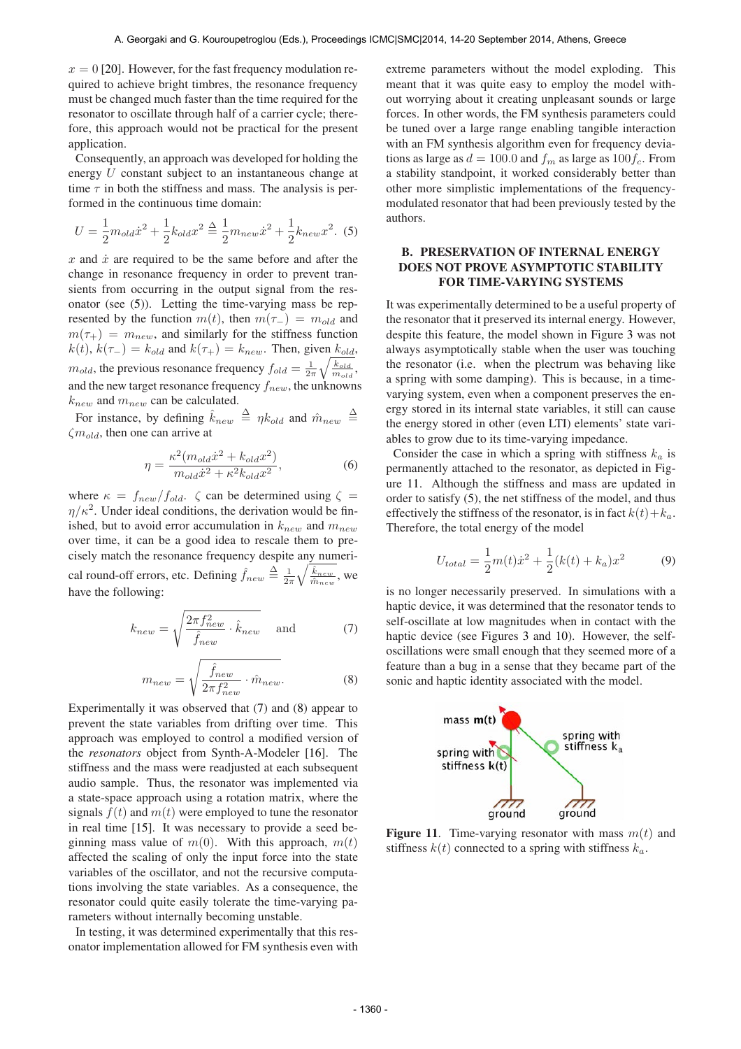$x = 0$ [20]. However, for the fast frequency modulation required to achieve bright timbres, the resonance frequency must be changed much faster than the time required for the resonator to oscillate through half of a carrier cycle; therefore, this approach would not be practical for the present application.

Consequently, an approach was developed for holding the energy $U$ constant subject to an instantaneous change at time $\tau$ in both the stiffness and mass. The analysis is performed in the continuous time domain:

$$U = \frac{1}{2}m_{old}\dot{x}^2 + \frac{1}{2}k_{old}x^2 \triangleq \frac{1}{2}m_{new}\dot{x}^2 + \frac{1}{2}k_{new}x^2. \quad (5)$$

$x$ and $\dot{x}$ are required to be the same before and after the change in resonance frequency in order to prevent transients from occurring in the output signal from the resonator (see (5)). Letting the time-varying mass be represented by the function $m(t)$, then $m(\tau_-) = m_{old}$ and $m(\tau_+) = m_{new}$, and similarly for the stiffness function $k(t)$, $k(\tau_-) = k_{old}$ and $k(\tau_+) = k_{new}$. Then, given $k_{old}$, $m_{old}$, the previous resonance frequency $f_{old} = \frac{1}{2\pi}\sqrt{\frac{k_{old}}{m_{old}}}$, and the new target resonance frequency $f_{new}$, the unknowns $k_{new}$ and $m_{new}$ can be calculated.

For instance, by defining $\hat{k}_{new} \triangleq \eta k_{old}$ and $\hat{m}_{new} \triangleq \zeta m_{old}$, then one can arrive at

$$\eta = \frac{\kappa^2(m_{old}\dot{x}^2 + k_{old}x^2)}{m_{old}\dot{x}^2 + \kappa^2 k_{old}x^2}, \quad (6)$$

where $\kappa = f_{new}/f_{old}$. $\zeta$ can be determined using $\zeta = \eta/\kappa^2$. Under ideal conditions, the derivation would be finished, but to avoid error accumulation in $k_{new}$ and $m_{new}$ over time, it can be a good idea to rescale them to precisely match the resonance frequency despite any numerical round-off errors, etc. Defining $\hat{f}_{new} \triangleq \frac{1}{2\pi}\sqrt{\frac{\hat{k}_{new}}{\hat{m}_{new}}}$, we have the following:

$$k_{new} = \sqrt{\frac{2\pi f_{new}^2}{\hat{f}_{new}} \cdot \hat{k}_{new}} \quad \text{and} \quad (7)$$

$$m_{new} = \sqrt{\frac{\hat{f}_{new}}{2\pi f_{new}^2} \cdot \hat{m}_{new}}. \quad (8)$$

Experimentally it was observed that (7) and (8) appear to prevent the state variables from drifting over time. This approach was employed to control a modified version of the *resonators* object from Synth-A-Modeler [16]. The stiffness and the mass were readjusted at each subsequent audio sample. Thus, the resonator was implemented via a state-space approach using a rotation matrix, where the signals $f(t)$ and $m(t)$ were employed to tune the resonator in real time [15]. It was necessary to provide a seed beginning mass value of $m(0)$. With this approach, $m(t)$ affected the scaling of only the input force into the state variables of the oscillator, and not the recursive computations involving the state variables. As a consequence, the resonator could quite easily tolerate the time-varying parameters without internally becoming unstable.

In testing, it was determined experimentally that this resonator implementation allowed for FM synthesis even with extreme parameters without the model exploding. This meant that it was quite easy to employ the model without worrying about it creating unpleasant sounds or large forces. In other words, the FM synthesis parameters could be tuned over a large range enabling tangible interaction with an FM synthesis algorithm even for frequency deviations as large as $d = 100.0$ and $f_m$ as large as $100f_c$. From a stability standpoint, it worked considerably better than other more simplistic implementations of the frequency-modulated resonator that had been previously tested by the authors.

## B. PRESERVATION OF INTERNAL ENERGY DOES NOT PROVE ASYMPTOTIC STABILITY FOR TIME-VARYING SYSTEMS

It was experimentally determined to be a useful property of the resonator that it preserved its internal energy. However, despite this feature, the model shown in Figure 3 was not always asymptotically stable when the user was touching the resonator (i.e. when the plectrum was behaving like a spring with some damping). This is because, in a time-varying system, even when a component preserves the energy stored in its internal state variables, it still can cause the energy stored in other (even LTI) elements' state variables to grow due to its time-varying impedance.

Consider the case in which a spring with stiffness $k_a$ is permanently attached to the resonator, as depicted in Figure 11. Although the stiffness and mass are updated in order to satisfy (5), the net stiffness of the model, and thus effectively the stiffness of the resonator, is in fact $k(t)+k_a$. Therefore, the total energy of the model

$$U_{total} = \frac{1}{2}m(t)\dot{x}^2 + \frac{1}{2}(k(t) + k_a)x^2 \quad (9)$$

is no longer necessarily preserved. In simulations with a haptic device, it was determined that the resonator tends to self-oscillate at low magnitudes when in contact with the haptic device (see Figures 3 and 10). However, the self-oscillations were small enough that they seemed more of a feature than a bug in a sense that they became part of the sonic and haptic identity associated with the model.

mass m(t)
spring with stiffness k(t)
spring with stiffness $k_a$
ground
ground

**Figure 11**. Time-varying resonator with mass $m(t)$ and stiffness $k(t)$ connected to a spring with stiffness $k_a$.